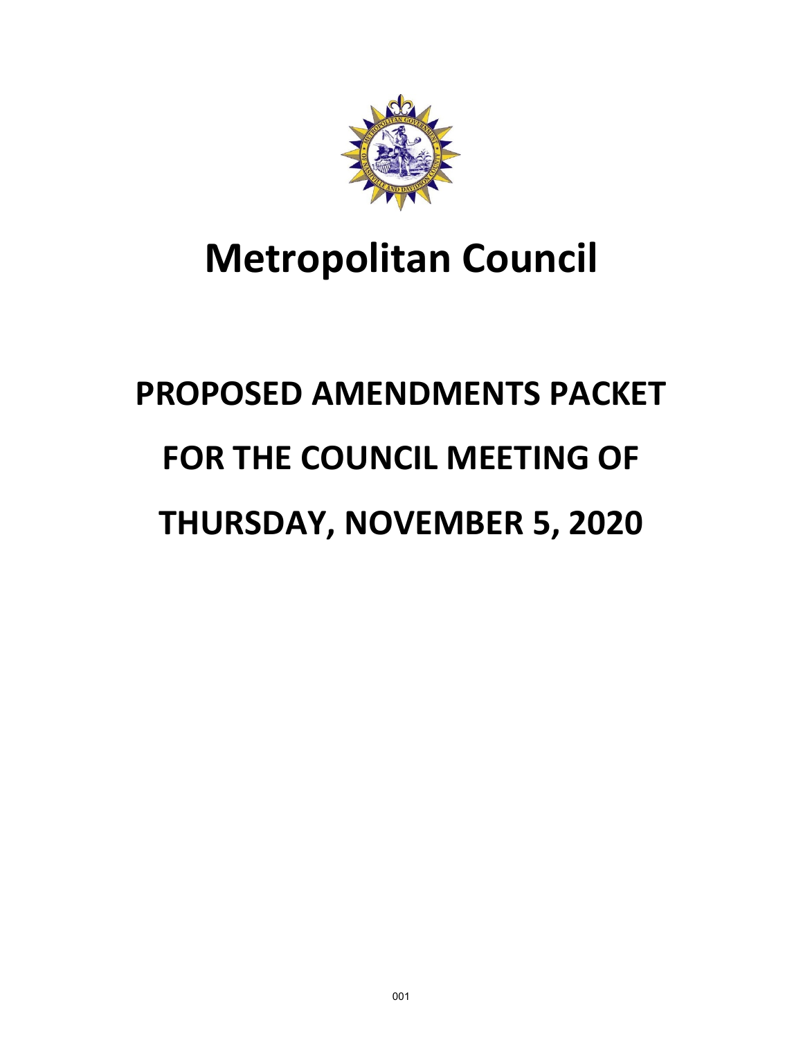# Metropolitan Council

## PROPOSED AMENDMENTS PACKET

## FOR THE COUNCIL MEETING OF

## THURSDAY, NOVEMBER 5, 2020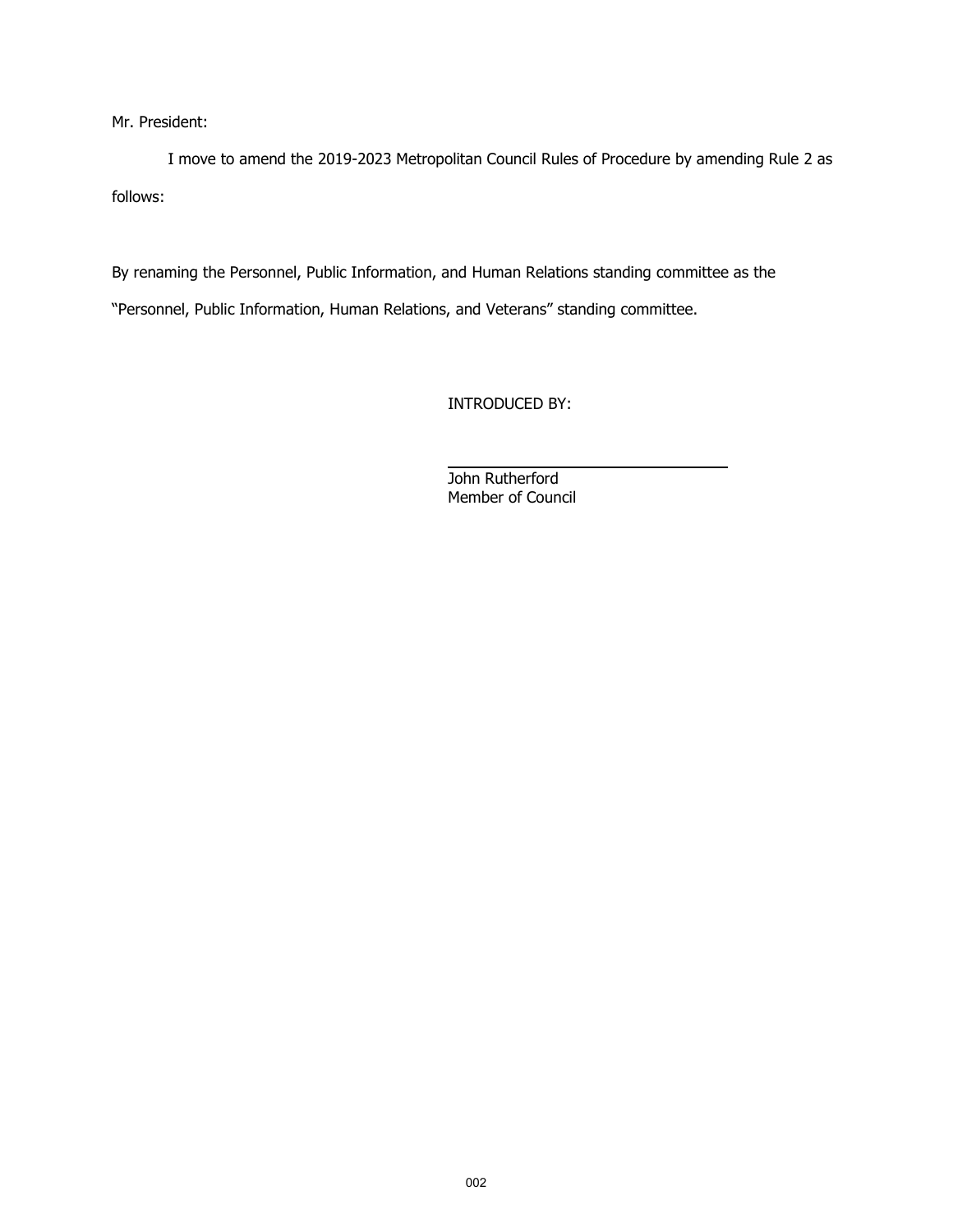Mr. President:

I move to amend the 2019-2023 Metropolitan Council Rules of Procedure by amending Rule 2 as follows:

By renaming the Personnel, Public Information, and Human Relations standing committee as the "Personnel, Public Information, Human Relations, and Veterans" standing committee.

INTRODUCED BY:

John Rutherford
Member of Council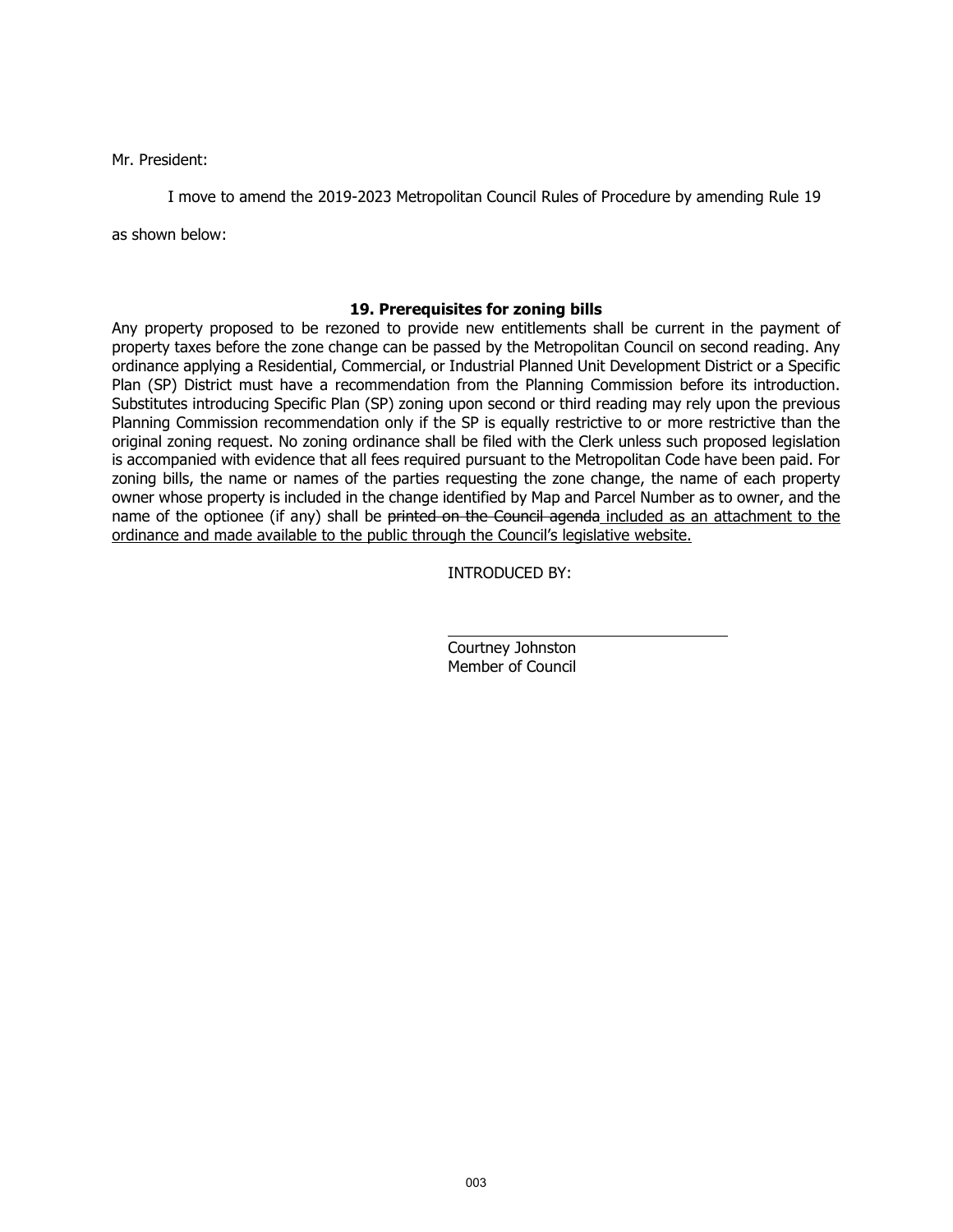Mr. President:

I move to amend the 2019-2023 Metropolitan Council Rules of Procedure by amending Rule 19 as shown below:

**19. Prerequisites for zoning bills**

Any property proposed to be rezoned to provide new entitlements shall be current in the payment of property taxes before the zone change can be passed by the Metropolitan Council on second reading. Any ordinance applying a Residential, Commercial, or Industrial Planned Unit Development District or a Specific Plan (SP) District must have a recommendation from the Planning Commission before its introduction. Substitutes introducing Specific Plan (SP) zoning upon second or third reading may rely upon the previous Planning Commission recommendation only if the SP is equally restrictive to or more restrictive than the original zoning request. No zoning ordinance shall be filed with the Clerk unless such proposed legislation is accompanied with evidence that all fees required pursuant to the Metropolitan Code have been paid. For zoning bills, the name or names of the parties requesting the zone change, the name of each property owner whose property is included in the change identified by Map and Parcel Number as to owner, and the name of the optionee (if any) shall be ~~printed on the Council agenda~~ <u>included as an attachment to the ordinance and made available to the public through the Council's legislative website.</u>

INTRODUCED BY:

\_\_\_\_\_\_\_\_\_\_\_\_\_\_\_\_\_\_\_\_\_\_\_\_\_\_\_\_\_\_

Courtney Johnston
Member of Council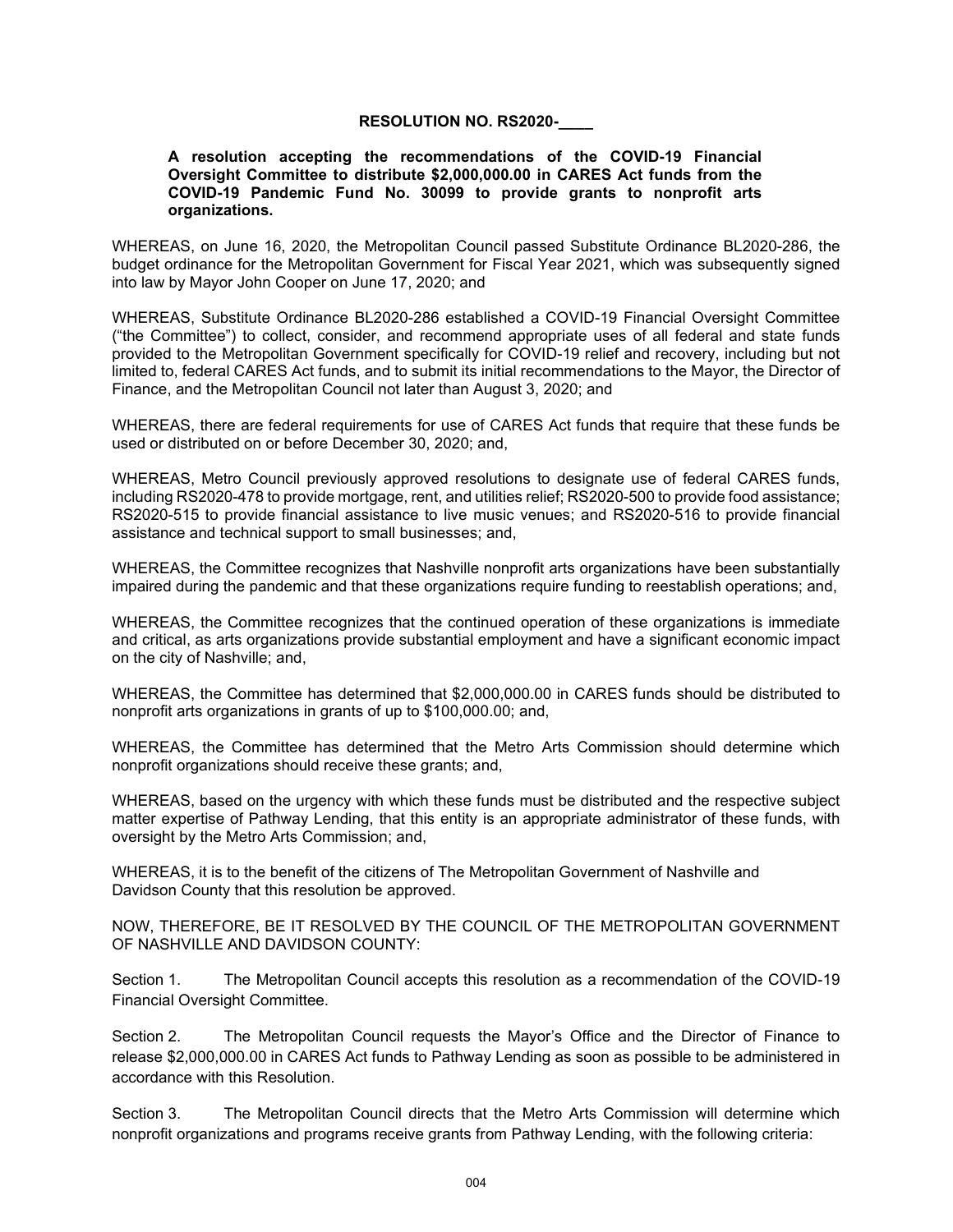**RESOLUTION NO. RS2020-____**

**A resolution accepting the recommendations of the COVID-19 Financial Oversight Committee to distribute $2,000,000.00 in CARES Act funds from the COVID-19 Pandemic Fund No. 30099 to provide grants to nonprofit arts organizations.**

WHEREAS, on June 16, 2020, the Metropolitan Council passed Substitute Ordinance BL2020-286, the budget ordinance for the Metropolitan Government for Fiscal Year 2021, which was subsequently signed into law by Mayor John Cooper on June 17, 2020; and

WHEREAS, Substitute Ordinance BL2020-286 established a COVID-19 Financial Oversight Committee ("the Committee") to collect, consider, and recommend appropriate uses of all federal and state funds provided to the Metropolitan Government specifically for COVID-19 relief and recovery, including but not limited to, federal CARES Act funds, and to submit its initial recommendations to the Mayor, the Director of Finance, and the Metropolitan Council not later than August 3, 2020; and

WHEREAS, there are federal requirements for use of CARES Act funds that require that these funds be used or distributed on or before December 30, 2020; and,

WHEREAS, Metro Council previously approved resolutions to designate use of federal CARES funds, including RS2020-478 to provide mortgage, rent, and utilities relief; RS2020-500 to provide food assistance; RS2020-515 to provide financial assistance to live music venues; and RS2020-516 to provide financial assistance and technical support to small businesses; and,

WHEREAS, the Committee recognizes that Nashville nonprofit arts organizations have been substantially impaired during the pandemic and that these organizations require funding to reestablish operations; and,

WHEREAS, the Committee recognizes that the continued operation of these organizations is immediate and critical, as arts organizations provide substantial employment and have a significant economic impact on the city of Nashville; and,

WHEREAS, the Committee has determined that $2,000,000.00 in CARES funds should be distributed to nonprofit arts organizations in grants of up to $100,000.00; and,

WHEREAS, the Committee has determined that the Metro Arts Commission should determine which nonprofit organizations should receive these grants; and,

WHEREAS, based on the urgency with which these funds must be distributed and the respective subject matter expertise of Pathway Lending, that this entity is an appropriate administrator of these funds, with oversight by the Metro Arts Commission; and,

WHEREAS, it is to the benefit of the citizens of The Metropolitan Government of Nashville and Davidson County that this resolution be approved.

NOW, THEREFORE, BE IT RESOLVED BY THE COUNCIL OF THE METROPOLITAN GOVERNMENT OF NASHVILLE AND DAVIDSON COUNTY:

Section 1. The Metropolitan Council accepts this resolution as a recommendation of the COVID-19 Financial Oversight Committee.

Section 2. The Metropolitan Council requests the Mayor's Office and the Director of Finance to release $2,000,000.00 in CARES Act funds to Pathway Lending as soon as possible to be administered in accordance with this Resolution.

Section 3. The Metropolitan Council directs that the Metro Arts Commission will determine which nonprofit organizations and programs receive grants from Pathway Lending, with the following criteria: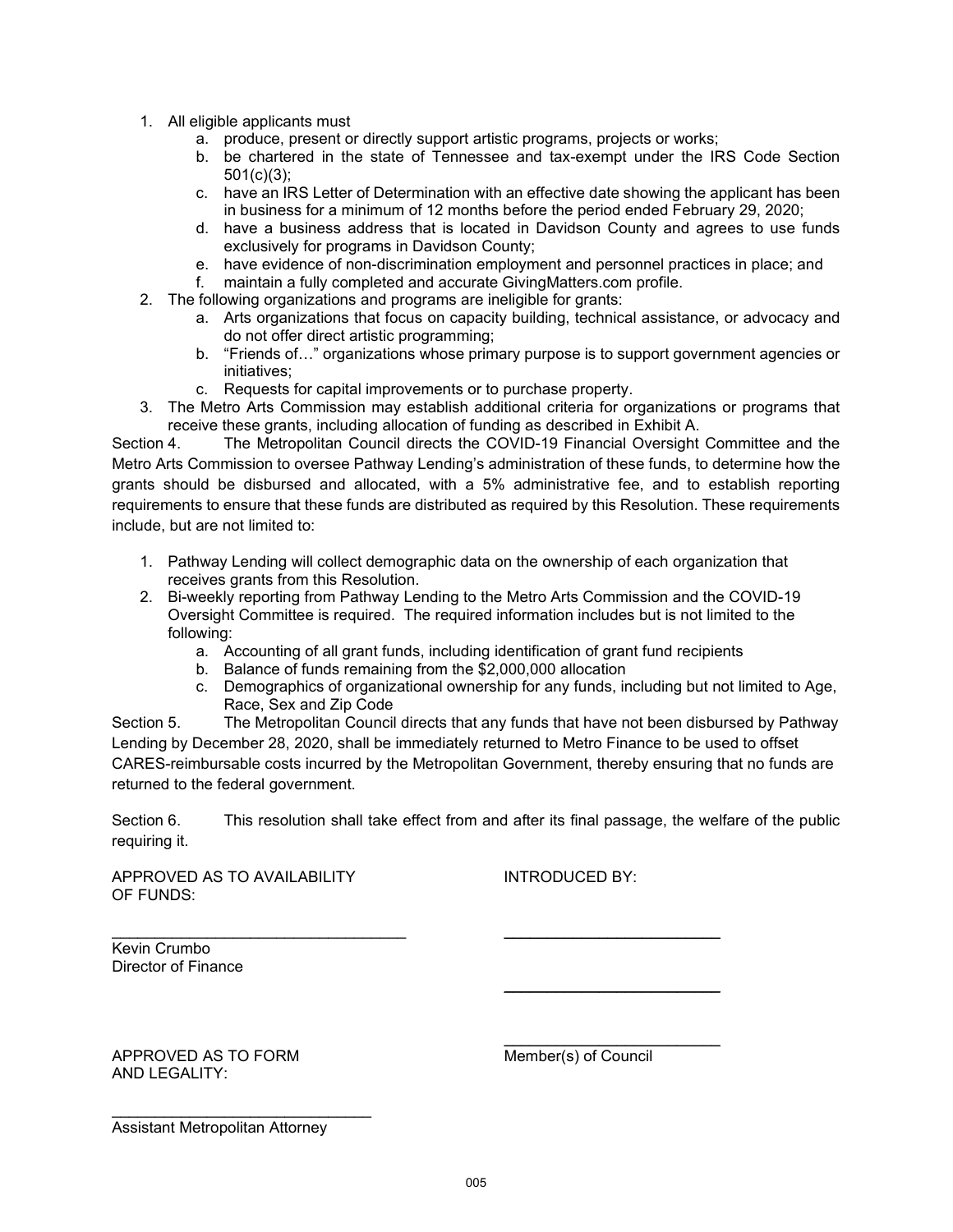1. All eligible applicants must
    a. produce, present or directly support artistic programs, projects or works;
    b. be chartered in the state of Tennessee and tax-exempt under the IRS Code Section 501(c)(3);
    c. have an IRS Letter of Determination with an effective date showing the applicant has been in business for a minimum of 12 months before the period ended February 29, 2020;
    d. have a business address that is located in Davidson County and agrees to use funds exclusively for programs in Davidson County;
    e. have evidence of non-discrimination employment and personnel practices in place; and
    f. maintain a fully completed and accurate GivingMatters.com profile.
2. The following organizations and programs are ineligible for grants:
    a. Arts organizations that focus on capacity building, technical assistance, or advocacy and do not offer direct artistic programming;
    b. "Friends of…" organizations whose primary purpose is to support government agencies or initiatives;
    c. Requests for capital improvements or to purchase property.
3. The Metro Arts Commission may establish additional criteria for organizations or programs that receive these grants, including allocation of funding as described in Exhibit A.

Section 4. The Metropolitan Council directs the COVID-19 Financial Oversight Committee and the Metro Arts Commission to oversee Pathway Lending's administration of these funds, to determine how the grants should be disbursed and allocated, with a 5% administrative fee, and to establish reporting requirements to ensure that these funds are distributed as required by this Resolution. These requirements include, but are not limited to:

1. Pathway Lending will collect demographic data on the ownership of each organization that receives grants from this Resolution.
2. Bi-weekly reporting from Pathway Lending to the Metro Arts Commission and the COVID-19 Oversight Committee is required. The required information includes but is not limited to the following:
    a. Accounting of all grant funds, including identification of grant fund recipients
    b. Balance of funds remaining from the $2,000,000 allocation
    c. Demographics of organizational ownership for any funds, including but not limited to Age, Race, Sex and Zip Code

Section 5. The Metropolitan Council directs that any funds that have not been disbursed by Pathway Lending by December 28, 2020, shall be immediately returned to Metro Finance to be used to offset CARES-reimbursable costs incurred by the Metropolitan Government, thereby ensuring that no funds are returned to the federal government.

Section 6. This resolution shall take effect from and after its final passage, the welfare of the public requiring it.

APPROVED AS TO AVAILABILITY OF FUNDS:

\_\_\_\_\_\_\_\_\_\_\_\_\_\_\_\_\_\_\_\_\_\_\_\_\_\_\_\_\_\_
Kevin Crumbo
Director of Finance

INTRODUCED BY:

\_\_\_\_\_\_\_\_\_\_\_\_\_\_\_\_\_\_\_\_\_\_\_\_

\_\_\_\_\_\_\_\_\_\_\_\_\_\_\_\_\_\_\_\_\_\_\_\_

\_\_\_\_\_\_\_\_\_\_\_\_\_\_\_\_\_\_\_\_\_\_\_\_
Member(s) of Council

APPROVED AS TO FORM AND LEGALITY:

\_\_\_\_\_\_\_\_\_\_\_\_\_\_\_\_\_\_\_\_\_\_\_\_\_\_\_\_\_\_
Assistant Metropolitan Attorney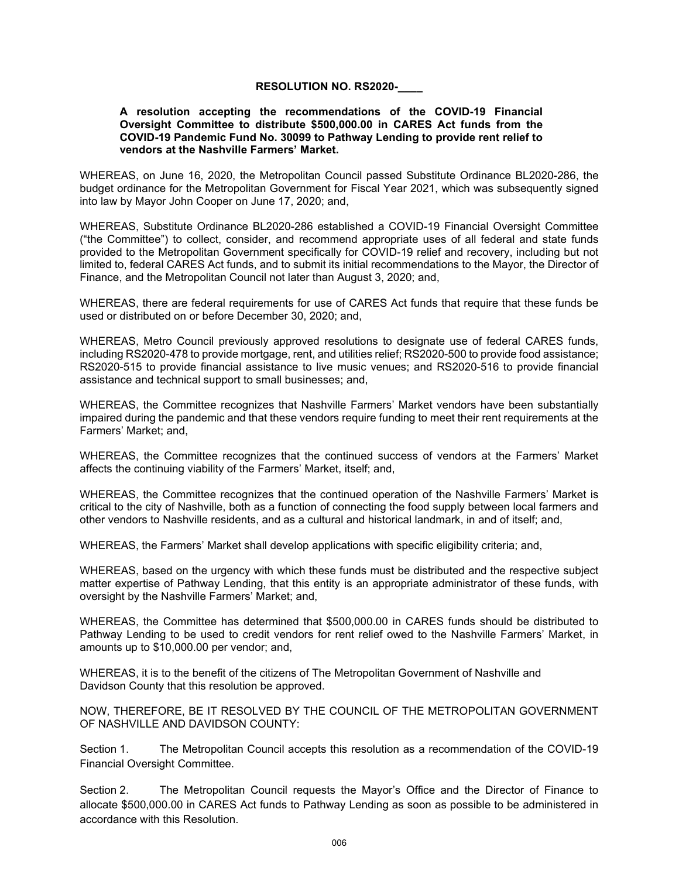**RESOLUTION NO. RS2020-____**

**A resolution accepting the recommendations of the COVID-19 Financial Oversight Committee to distribute $500,000.00 in CARES Act funds from the COVID-19 Pandemic Fund No. 30099 to Pathway Lending to provide rent relief to vendors at the Nashville Farmers' Market.**

WHEREAS, on June 16, 2020, the Metropolitan Council passed Substitute Ordinance BL2020-286, the budget ordinance for the Metropolitan Government for Fiscal Year 2021, which was subsequently signed into law by Mayor John Cooper on June 17, 2020; and,

WHEREAS, Substitute Ordinance BL2020-286 established a COVID-19 Financial Oversight Committee ("the Committee") to collect, consider, and recommend appropriate uses of all federal and state funds provided to the Metropolitan Government specifically for COVID-19 relief and recovery, including but not limited to, federal CARES Act funds, and to submit its initial recommendations to the Mayor, the Director of Finance, and the Metropolitan Council not later than August 3, 2020; and,

WHEREAS, there are federal requirements for use of CARES Act funds that require that these funds be used or distributed on or before December 30, 2020; and,

WHEREAS, Metro Council previously approved resolutions to designate use of federal CARES funds, including RS2020-478 to provide mortgage, rent, and utilities relief; RS2020-500 to provide food assistance; RS2020-515 to provide financial assistance to live music venues; and RS2020-516 to provide financial assistance and technical support to small businesses; and,

WHEREAS, the Committee recognizes that Nashville Farmers' Market vendors have been substantially impaired during the pandemic and that these vendors require funding to meet their rent requirements at the Farmers' Market; and,

WHEREAS, the Committee recognizes that the continued success of vendors at the Farmers' Market affects the continuing viability of the Farmers' Market, itself; and,

WHEREAS, the Committee recognizes that the continued operation of the Nashville Farmers' Market is critical to the city of Nashville, both as a function of connecting the food supply between local farmers and other vendors to Nashville residents, and as a cultural and historical landmark, in and of itself; and,

WHEREAS, the Farmers' Market shall develop applications with specific eligibility criteria; and,

WHEREAS, based on the urgency with which these funds must be distributed and the respective subject matter expertise of Pathway Lending, that this entity is an appropriate administrator of these funds, with oversight by the Nashville Farmers' Market; and,

WHEREAS, the Committee has determined that $500,000.00 in CARES funds should be distributed to Pathway Lending to be used to credit vendors for rent relief owed to the Nashville Farmers' Market, in amounts up to $10,000.00 per vendor; and,

WHEREAS, it is to the benefit of the citizens of The Metropolitan Government of Nashville and Davidson County that this resolution be approved.

NOW, THEREFORE, BE IT RESOLVED BY THE COUNCIL OF THE METROPOLITAN GOVERNMENT OF NASHVILLE AND DAVIDSON COUNTY:

Section 1. The Metropolitan Council accepts this resolution as a recommendation of the COVID-19 Financial Oversight Committee.

Section 2. The Metropolitan Council requests the Mayor's Office and the Director of Finance to allocate $500,000.00 in CARES Act funds to Pathway Lending as soon as possible to be administered in accordance with this Resolution.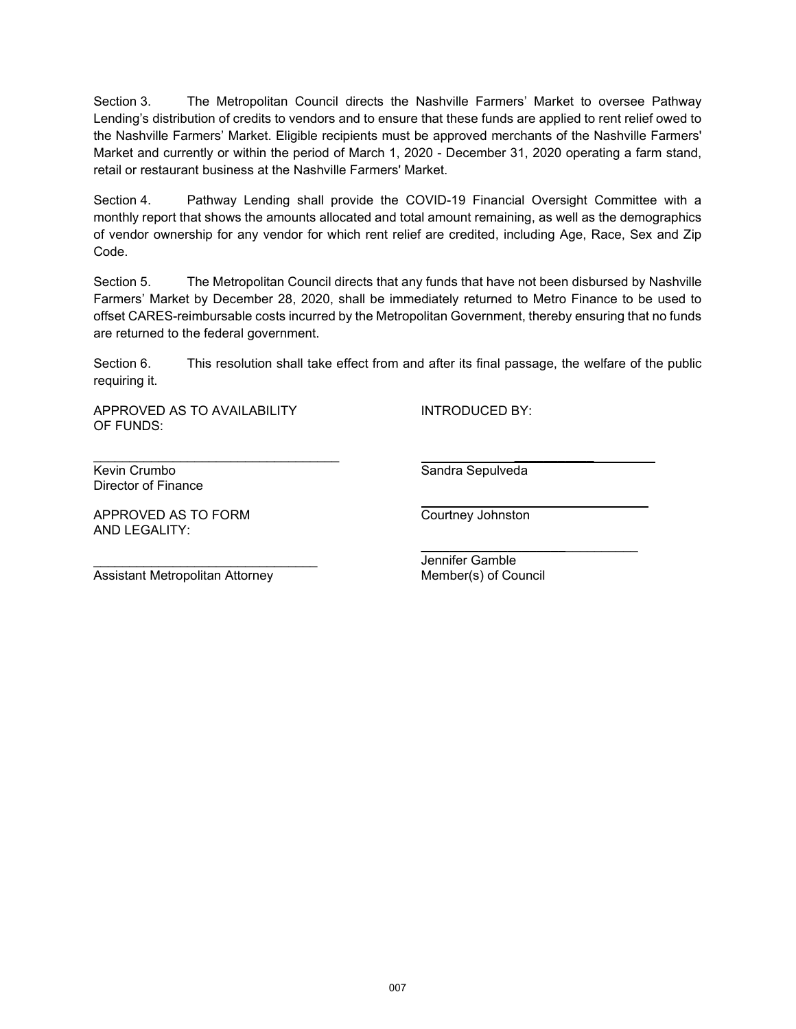Section 3. The Metropolitan Council directs the Nashville Farmers' Market to oversee Pathway Lending's distribution of credits to vendors and to ensure that these funds are applied to rent relief owed to the Nashville Farmers' Market. Eligible recipients must be approved merchants of the Nashville Farmers' Market and currently or within the period of March 1, 2020 - December 31, 2020 operating a farm stand, retail or restaurant business at the Nashville Farmers' Market.

Section 4. Pathway Lending shall provide the COVID-19 Financial Oversight Committee with a monthly report that shows the amounts allocated and total amount remaining, as well as the demographics of vendor ownership for any vendor for which rent relief are credited, including Age, Race, Sex and Zip Code.

Section 5. The Metropolitan Council directs that any funds that have not been disbursed by Nashville Farmers' Market by December 28, 2020, shall be immediately returned to Metro Finance to be used to offset CARES-reimbursable costs incurred by the Metropolitan Government, thereby ensuring that no funds are returned to the federal government.

Section 6. This resolution shall take effect from and after its final passage, the welfare of the public requiring it.

APPROVED AS TO AVAILABILITY OF FUNDS:

\_\_\_\_\_\_\_\_\_\_\_\_\_\_\_\_\_\_\_\_\_\_\_\_\_\_\_\_\_\_\_\_\_\_
Kevin Crumbo
Director of Finance

APPROVED AS TO FORM AND LEGALITY:

\_\_\_\_\_\_\_\_\_\_\_\_\_\_\_\_\_\_\_\_\_\_\_\_\_\_\_\_\_\_\_\_\_\_
Assistant Metropolitan Attorney

INTRODUCED BY:

\_\_\_\_\_\_\_\_\_\_\_\_\_\_\_\_\_\_\_\_\_\_\_\_\_\_\_\_\_\_\_\_\_\_
Sandra Sepulveda

\_\_\_\_\_\_\_\_\_\_\_\_\_\_\_\_\_\_\_\_\_\_\_\_\_\_\_\_\_\_\_\_\_\_
Courtney Johnston

\_\_\_\_\_\_\_\_\_\_\_\_\_\_\_\_\_\_\_\_\_\_\_\_\_\_\_\_\_\_\_\_\_\_
Jennifer Gamble
Member(s) of Council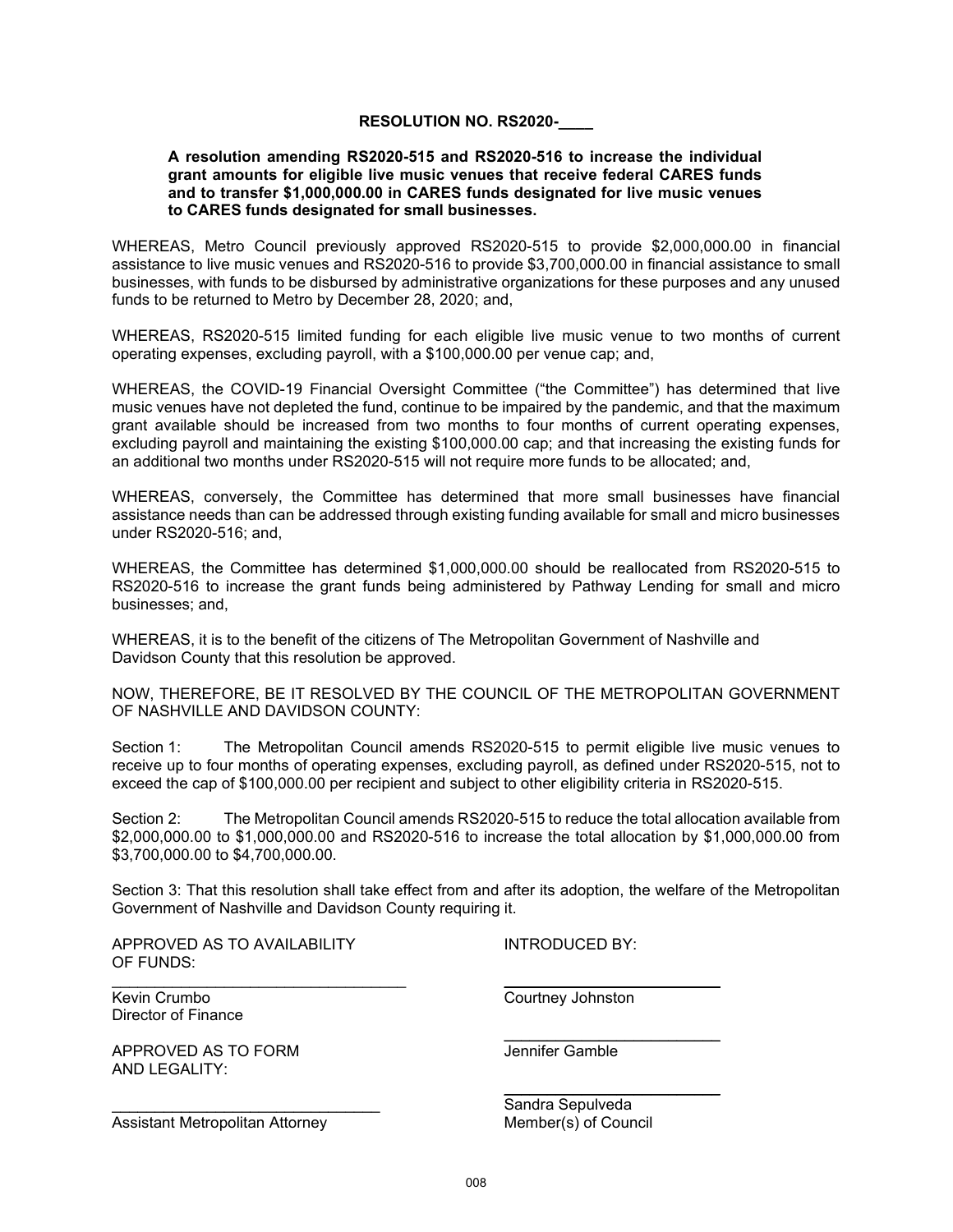**RESOLUTION NO. RS2020-\_\_\_\_**

**A resolution amending RS2020-515 and RS2020-516 to increase the individual grant amounts for eligible live music venues that receive federal CARES funds and to transfer $1,000,000.00 in CARES funds designated for live music venues to CARES funds designated for small businesses.**

WHEREAS, Metro Council previously approved RS2020-515 to provide $2,000,000.00 in financial assistance to live music venues and RS2020-516 to provide $3,700,000.00 in financial assistance to small businesses, with funds to be disbursed by administrative organizations for these purposes and any unused funds to be returned to Metro by December 28, 2020; and,

WHEREAS, RS2020-515 limited funding for each eligible live music venue to two months of current operating expenses, excluding payroll, with a $100,000.00 per venue cap; and,

WHEREAS, the COVID-19 Financial Oversight Committee ("the Committee") has determined that live music venues have not depleted the fund, continue to be impaired by the pandemic, and that the maximum grant available should be increased from two months to four months of current operating expenses, excluding payroll and maintaining the existing $100,000.00 cap; and that increasing the existing funds for an additional two months under RS2020-515 will not require more funds to be allocated; and,

WHEREAS, conversely, the Committee has determined that more small businesses have financial assistance needs than can be addressed through existing funding available for small and micro businesses under RS2020-516; and,

WHEREAS, the Committee has determined $1,000,000.00 should be reallocated from RS2020-515 to RS2020-516 to increase the grant funds being administered by Pathway Lending for small and micro businesses; and,

WHEREAS, it is to the benefit of the citizens of The Metropolitan Government of Nashville and Davidson County that this resolution be approved.

NOW, THEREFORE, BE IT RESOLVED BY THE COUNCIL OF THE METROPOLITAN GOVERNMENT OF NASHVILLE AND DAVIDSON COUNTY:

Section 1: The Metropolitan Council amends RS2020-515 to permit eligible live music venues to receive up to four months of operating expenses, excluding payroll, as defined under RS2020-515, not to exceed the cap of $100,000.00 per recipient and subject to other eligibility criteria in RS2020-515.

Section 2: The Metropolitan Council amends RS2020-515 to reduce the total allocation available from $2,000,000.00 to $1,000,000.00 and RS2020-516 to increase the total allocation by $1,000,000.00 from $3,700,000.00 to $4,700,000.00.

Section 3: That this resolution shall take effect from and after its adoption, the welfare of the Metropolitan Government of Nashville and Davidson County requiring it.

APPROVED AS TO AVAILABILITY OF FUNDS:

\_\_\_\_\_\_\_\_\_\_\_\_\_\_\_\_\_\_\_\_\_\_\_\_\_\_\_\_\_\_\_\_\_\_
Kevin Crumbo
Director of Finance

APPROVED AS TO FORM AND LEGALITY:

\_\_\_\_\_\_\_\_\_\_\_\_\_\_\_\_\_\_\_\_\_\_\_\_\_\_\_\_\_\_\_\_
Assistant Metropolitan Attorney

INTRODUCED BY:

\_\_\_\_\_\_\_\_\_\_\_\_\_\_\_\_\_\_\_\_\_\_\_\_\_\_
Courtney Johnston

\_\_\_\_\_\_\_\_\_\_\_\_\_\_\_\_\_\_\_\_\_\_\_\_\_\_
Jennifer Gamble

\_\_\_\_\_\_\_\_\_\_\_\_\_\_\_\_\_\_\_\_\_\_\_\_\_\_
Sandra Sepulveda
Member(s) of Council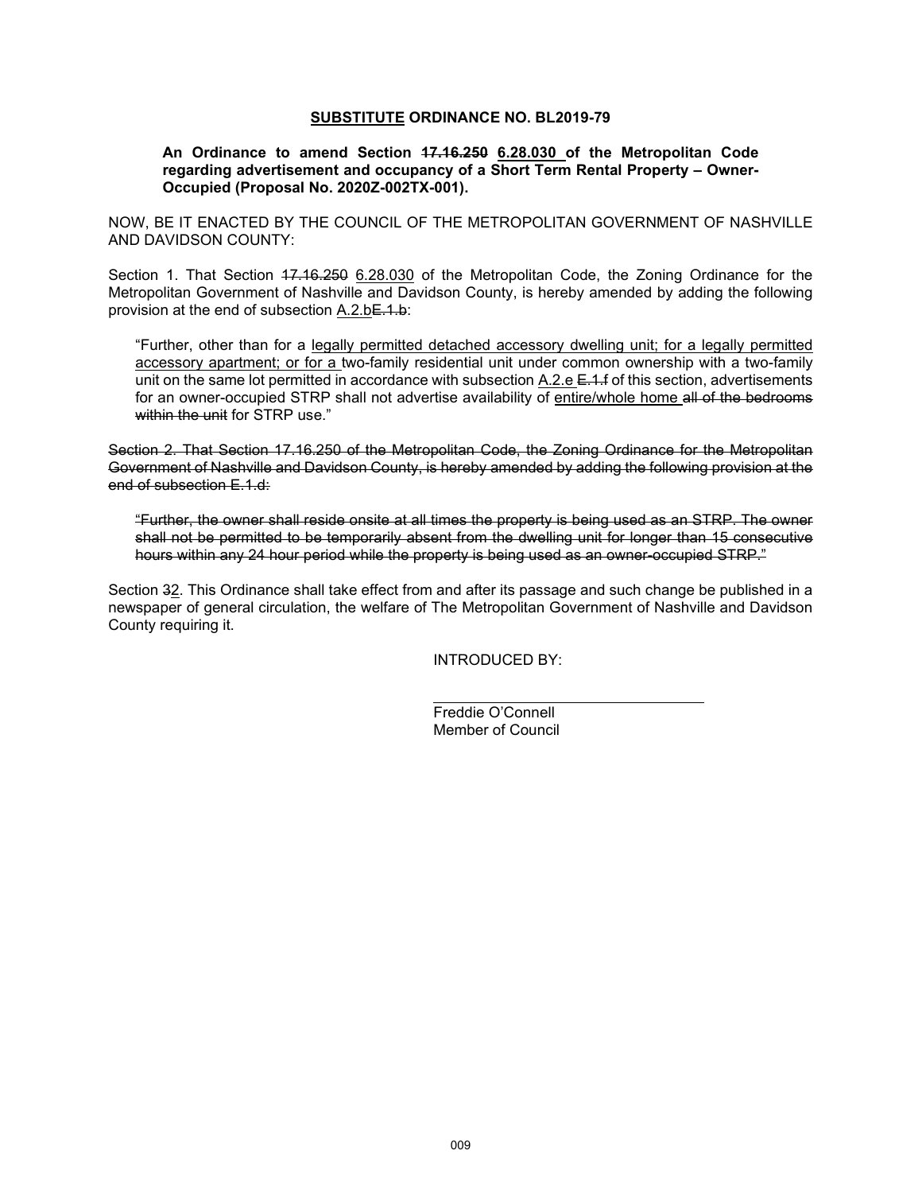**<u>SUBSTITUTE</u> ORDINANCE NO. BL2019-79**

**An Ordinance to amend Section ~~17.16.250~~ <u>6.28.030</u> of the Metropolitan Code regarding advertisement and occupancy of a Short Term Rental Property – Owner-Occupied (Proposal No. 2020Z-002TX-001).**

NOW, BE IT ENACTED BY THE COUNCIL OF THE METROPOLITAN GOVERNMENT OF NASHVILLE AND DAVIDSON COUNTY:

Section 1. That Section ~~17.16.250~~ <u>6.28.030</u> of the Metropolitan Code, the Zoning Ordinance for the Metropolitan Government of Nashville and Davidson County, is hereby amended by adding the following provision at the end of subsection <u>A.2.b</u>~~E.1.b~~:

> "Further, other than for a <u>legally permitted detached accessory dwelling unit; for a legally permitted accessory apartment; or for a</u> two-family residential unit under common ownership with a two-family unit on the same lot permitted in accordance with subsection <u>A.2.e</u> ~~E.1.f~~ of this section, advertisements for an owner-occupied STRP shall not advertise availability of <u>entire/whole home</u> ~~all of the bedrooms within the unit~~ for STRP use."

~~Section 2. That Section 17.16.250 of the Metropolitan Code, the Zoning Ordinance for the Metropolitan Government of Nashville and Davidson County, is hereby amended by adding the following provision at the end of subsection E.1.d:~~

> ~~"Further, the owner shall reside onsite at all times the property is being used as an STRP. The owner shall not be permitted to be temporarily absent from the dwelling unit for longer than 15 consecutive hours within any 24 hour period while the property is being used as an owner-occupied STRP."~~

Section ~~3~~<u>2</u>. This Ordinance shall take effect from and after its passage and such change be published in a newspaper of general circulation, the welfare of The Metropolitan Government of Nashville and Davidson County requiring it.

INTRODUCED BY:

\_\_\_\_\_\_\_\_\_\_\_\_\_\_\_\_\_\_\_\_\_\_\_\_\_\_\_\_\_\_

Freddie O'Connell
Member of Council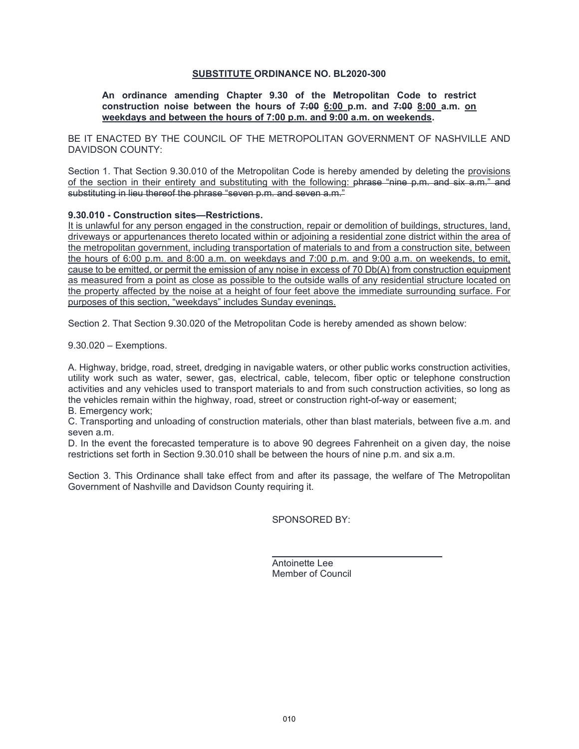**SUBSTITUTE ORDINANCE NO. BL2020-300**

**An ordinance amending Chapter 9.30 of the Metropolitan Code to restrict construction noise between the hours of ~~7:00~~ 6:00 p.m. and ~~7:00~~ 8:00 a.m. on weekdays and between the hours of 7:00 p.m. and 9:00 a.m. on weekends.**

BE IT ENACTED BY THE COUNCIL OF THE METROPOLITAN GOVERNMENT OF NASHVILLE AND DAVIDSON COUNTY:

Section 1. That Section 9.30.010 of the Metropolitan Code is hereby amended by deleting the provisions of the section in their entirety and substituting with the following: ~~phrase "nine p.m. and six a.m." and substituting in lieu thereof the phrase "seven p.m. and seven a.m."~~

**9.30.010 - Construction sites—Restrictions.**

It is unlawful for any person engaged in the construction, repair or demolition of buildings, structures, land, driveways or appurtenances thereto located within or adjoining a residential zone district within the area of the metropolitan government, including transportation of materials to and from a construction site, between the hours of 6:00 p.m. and 8:00 a.m. on weekdays and 7:00 p.m. and 9:00 a.m. on weekends, to emit, cause to be emitted, or permit the emission of any noise in excess of 70 Db(A) from construction equipment as measured from a point as close as possible to the outside walls of any residential structure located on the property affected by the noise at a height of four feet above the immediate surrounding surface. For purposes of this section, "weekdays" includes Sunday evenings.

Section 2. That Section 9.30.020 of the Metropolitan Code is hereby amended as shown below:

9.30.020 – Exemptions.

A. Highway, bridge, road, street, dredging in navigable waters, or other public works construction activities, utility work such as water, sewer, gas, electrical, cable, telecom, fiber optic or telephone construction activities and any vehicles used to transport materials to and from such construction activities, so long as the vehicles remain within the highway, road, street or construction right-of-way or easement;
B. Emergency work;
C. Transporting and unloading of construction materials, other than blast materials, between five a.m. and seven a.m.
D. In the event the forecasted temperature is to above 90 degrees Fahrenheit on a given day, the noise restrictions set forth in Section 9.30.010 shall be between the hours of nine p.m. and six a.m.

Section 3. This Ordinance shall take effect from and after its passage, the welfare of The Metropolitan Government of Nashville and Davidson County requiring it.

SPONSORED BY:

Antoinette Lee
Member of Council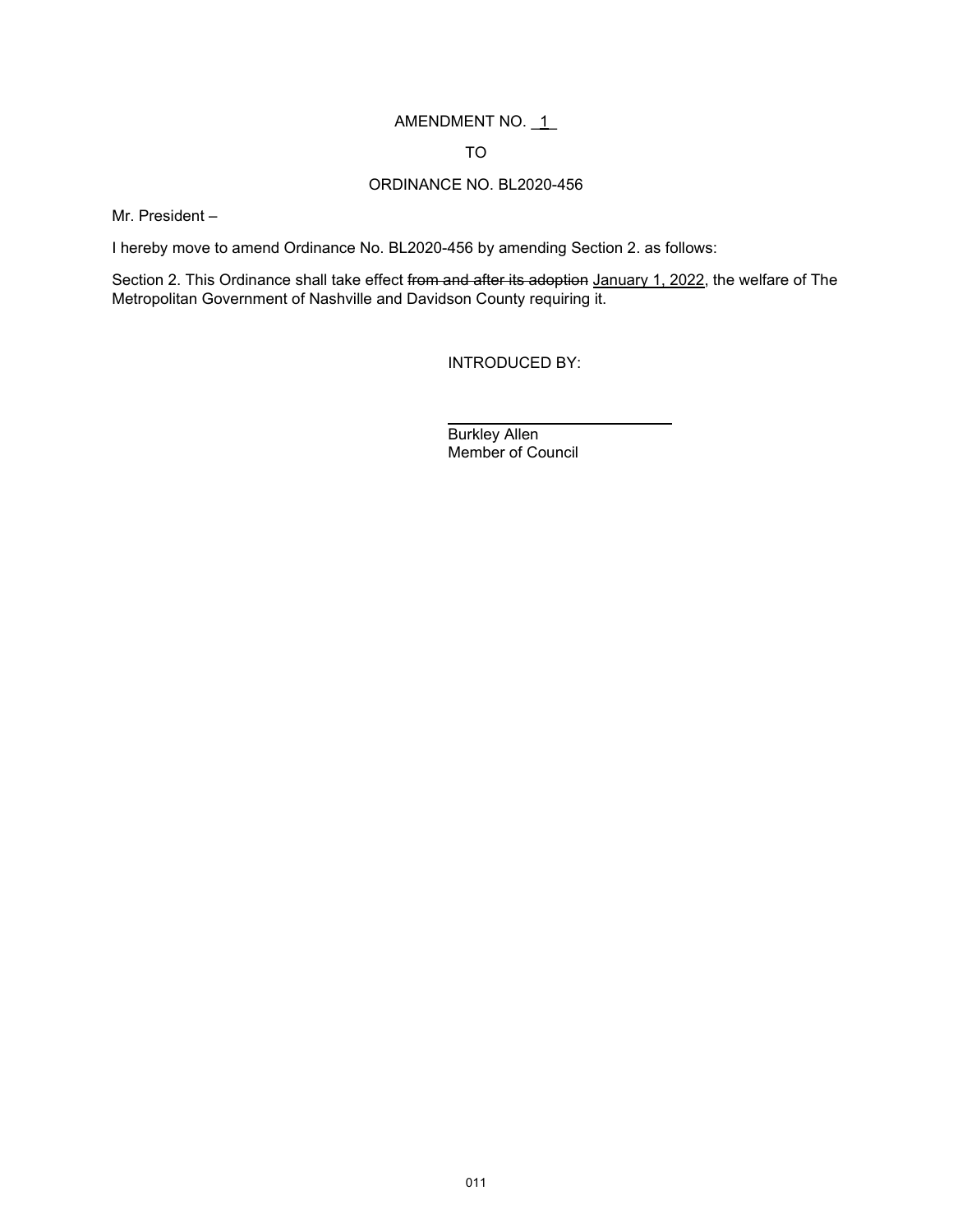AMENDMENT NO. _1_

TO

ORDINANCE NO. BL2020-456

Mr. President –

I hereby move to amend Ordinance No. BL2020-456 by amending Section 2. as follows:

Section 2. This Ordinance shall take effect ~~from and after its adoption~~ <u>January 1, 2022</u>, the welfare of The Metropolitan Government of Nashville and Davidson County requiring it.

INTRODUCED BY:

Burkley Allen
Member of Council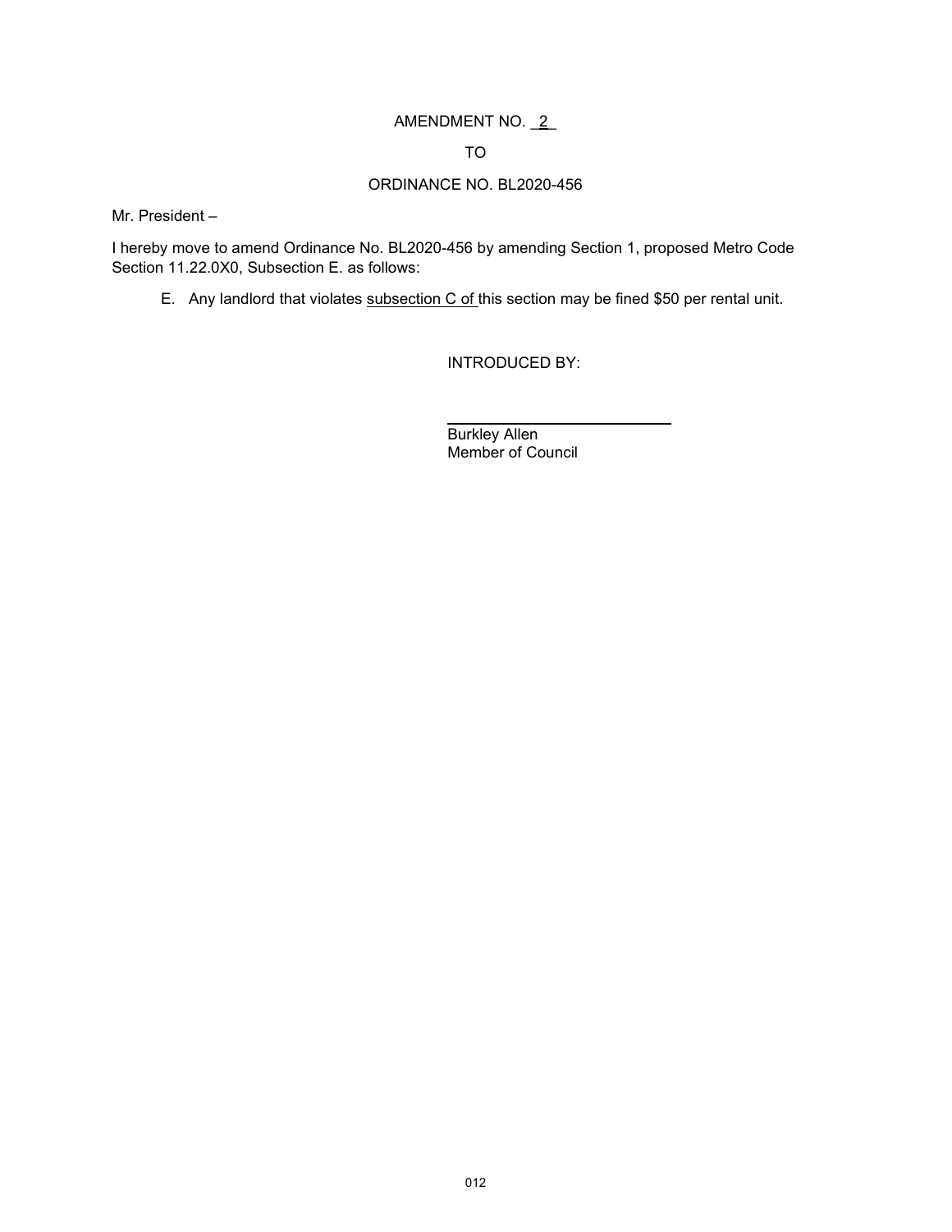AMENDMENT NO. _2_

TO

ORDINANCE NO. BL2020-456

Mr. President –

I hereby move to amend Ordinance No. BL2020-456 by amending Section 1, proposed Metro Code Section 11.22.0X0, Subsection E. as follows:

E. Any landlord that violates <u>subsection C of </u>this section may be fined $50 per rental unit.

INTRODUCED BY:

\_\_\_\_\_\_\_\_\_\_\_\_\_\_\_\_\_\_\_\_\_\_\_\_\_\_\_\_

Burkley Allen
Member of Council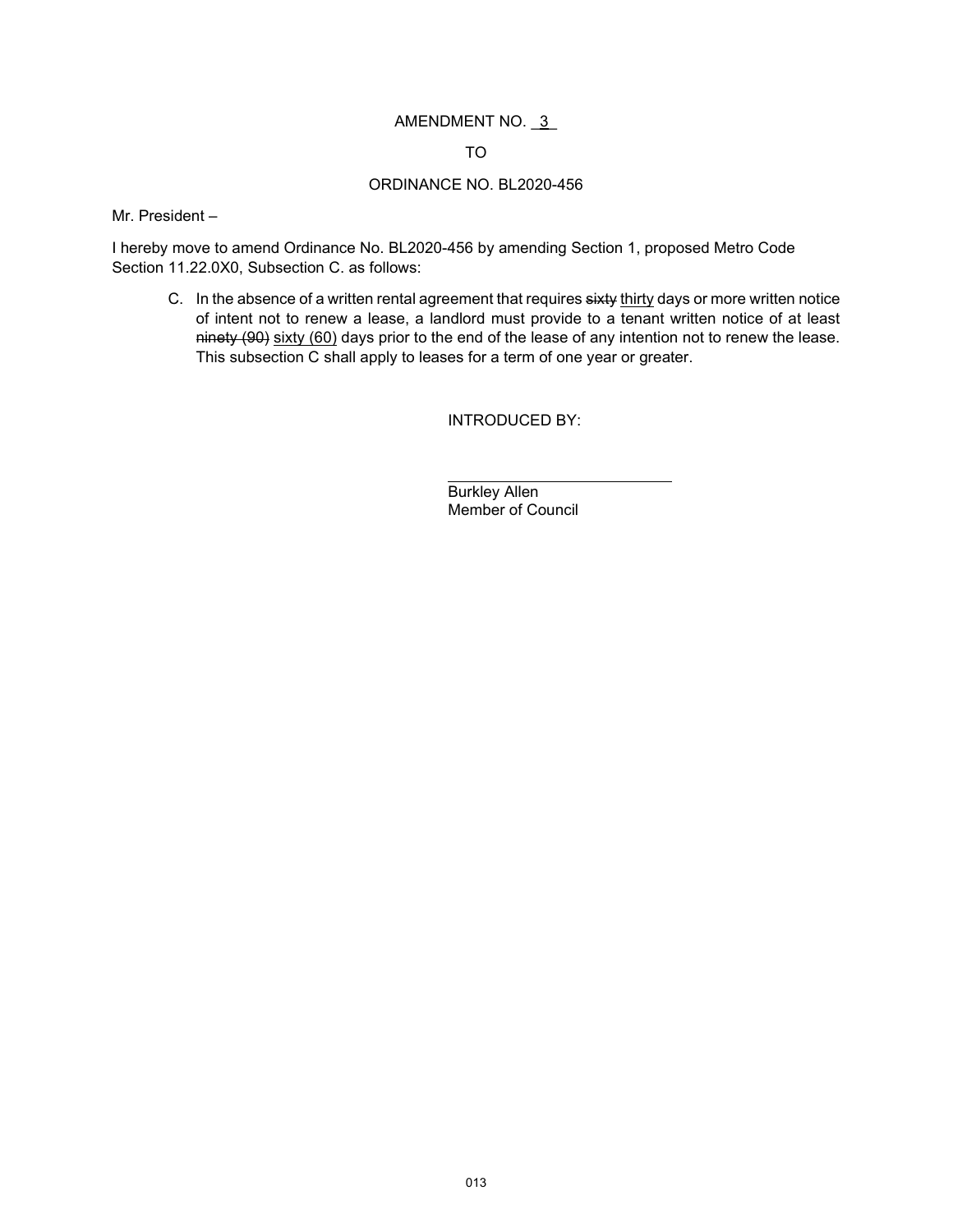AMENDMENT NO. 3

TO

ORDINANCE NO. BL2020-456

Mr. President –

I hereby move to amend Ordinance No. BL2020-456 by amending Section 1, proposed Metro Code Section 11.22.0X0, Subsection C. as follows:

> C. In the absence of a written rental agreement that requires ~~sixty~~ <u>thirty</u> days or more written notice of intent not to renew a lease, a landlord must provide to a tenant written notice of at least ~~ninety (90)~~ <u>sixty (60)</u> days prior to the end of the lease of any intention not to renew the lease. This subsection C shall apply to leases for a term of one year or greater.

INTRODUCED BY:

\_\_\_\_\_\_\_\_\_\_\_\_\_\_\_\_\_\_\_\_\_\_\_\_\_\_

Burkley Allen
Member of Council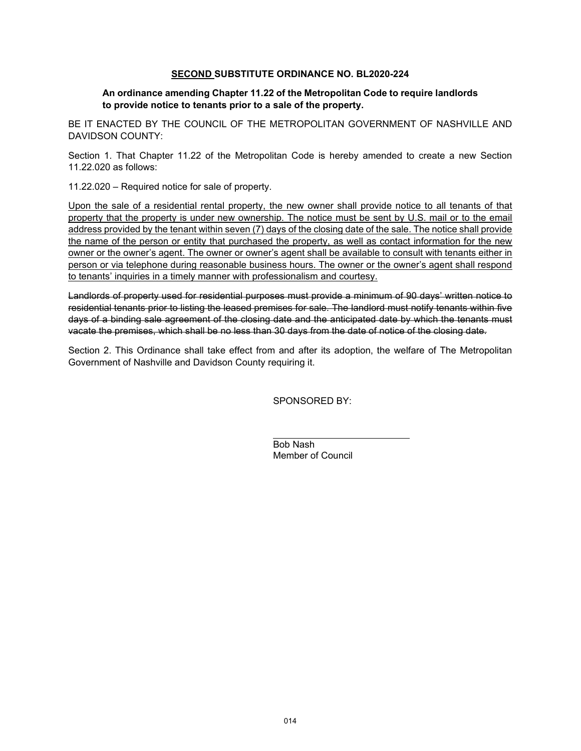**<u>SECOND</u> SUBSTITUTE ORDINANCE NO. BL2020-224**

**An ordinance amending Chapter 11.22 of the Metropolitan Code to require landlords to provide notice to tenants prior to a sale of the property.**

BE IT ENACTED BY THE COUNCIL OF THE METROPOLITAN GOVERNMENT OF NASHVILLE AND DAVIDSON COUNTY:

Section 1. That Chapter 11.22 of the Metropolitan Code is hereby amended to create a new Section 11.22.020 as follows:

11.22.020 – Required notice for sale of property.

<u>Upon the sale of a residential rental property, the new owner shall provide notice to all tenants of that property that the property is under new ownership. The notice must be sent by U.S. mail or to the email address provided by the tenant within seven (7) days of the closing date of the sale. The notice shall provide the name of the person or entity that purchased the property, as well as contact information for the new owner or the owner's agent. The owner or owner's agent shall be available to consult with tenants either in person or via telephone during reasonable business hours. The owner or the owner's agent shall respond to tenants' inquiries in a timely manner with professionalism and courtesy.</u>

~~Landlords of property used for residential purposes must provide a minimum of 90 days' written notice to residential tenants prior to listing the leased premises for sale. The landlord must notify tenants within five days of a binding sale agreement of the closing date and the anticipated date by which the tenants must vacate the premises, which shall be no less than 30 days from the date of notice of the closing date.~~

Section 2. This Ordinance shall take effect from and after its adoption, the welfare of The Metropolitan Government of Nashville and Davidson County requiring it.

SPONSORED BY:

Bob Nash
Member of Council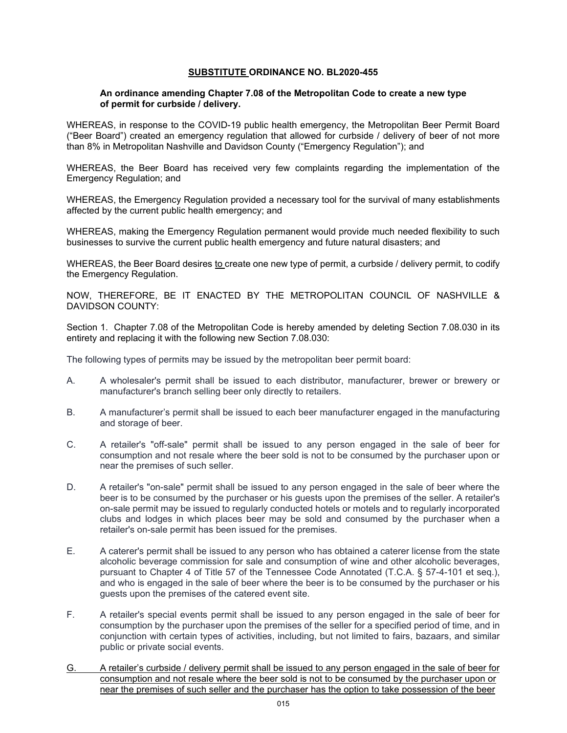## <u>SUBSTITUTE</u> ORDINANCE NO. BL2020-455

**An ordinance amending Chapter 7.08 of the Metropolitan Code to create a new type of permit for curbside / delivery.**

WHEREAS, in response to the COVID-19 public health emergency, the Metropolitan Beer Permit Board ("Beer Board") created an emergency regulation that allowed for curbside / delivery of beer of not more than 8% in Metropolitan Nashville and Davidson County ("Emergency Regulation"); and

WHEREAS, the Beer Board has received very few complaints regarding the implementation of the Emergency Regulation; and

WHEREAS, the Emergency Regulation provided a necessary tool for the survival of many establishments affected by the current public health emergency; and

WHEREAS, making the Emergency Regulation permanent would provide much needed flexibility to such businesses to survive the current public health emergency and future natural disasters; and

WHEREAS, the Beer Board desires <u>to</u> create one new type of permit, a curbside / delivery permit, to codify the Emergency Regulation.

NOW, THEREFORE, BE IT ENACTED BY THE METROPOLITAN COUNCIL OF NASHVILLE & DAVIDSON COUNTY:

Section 1. Chapter 7.08 of the Metropolitan Code is hereby amended by deleting Section 7.08.030 in its entirety and replacing it with the following new Section 7.08.030:

The following types of permits may be issued by the metropolitan beer permit board:

A. A wholesaler's permit shall be issued to each distributor, manufacturer, brewer or brewery or manufacturer's branch selling beer only directly to retailers.

B. A manufacturer's permit shall be issued to each beer manufacturer engaged in the manufacturing and storage of beer.

C. A retailer's "off-sale" permit shall be issued to any person engaged in the sale of beer for consumption and not resale where the beer sold is not to be consumed by the purchaser upon or near the premises of such seller.

D. A retailer's "on-sale" permit shall be issued to any person engaged in the sale of beer where the beer is to be consumed by the purchaser or his guests upon the premises of the seller. A retailer's on-sale permit may be issued to regularly conducted hotels or motels and to regularly incorporated clubs and lodges in which places beer may be sold and consumed by the purchaser when a retailer's on-sale permit has been issued for the premises.

E. A caterer's permit shall be issued to any person who has obtained a caterer license from the state alcoholic beverage commission for sale and consumption of wine and other alcoholic beverages, pursuant to Chapter 4 of Title 57 of the Tennessee Code Annotated (T.C.A. § 57-4-101 et seq.), and who is engaged in the sale of beer where the beer is to be consumed by the purchaser or his guests upon the premises of the catered event site.

F. A retailer's special events permit shall be issued to any person engaged in the sale of beer for consumption by the purchaser upon the premises of the seller for a specified period of time, and in conjunction with certain types of activities, including, but not limited to fairs, bazaars, and similar public or private social events.

<u>G. A retailer's curbside / delivery permit shall be issued to any person engaged in the sale of beer for consumption and not resale where the beer sold is not to be consumed by the purchaser upon or near the premises of such seller and the purchaser has the option to take possession of the beer</u>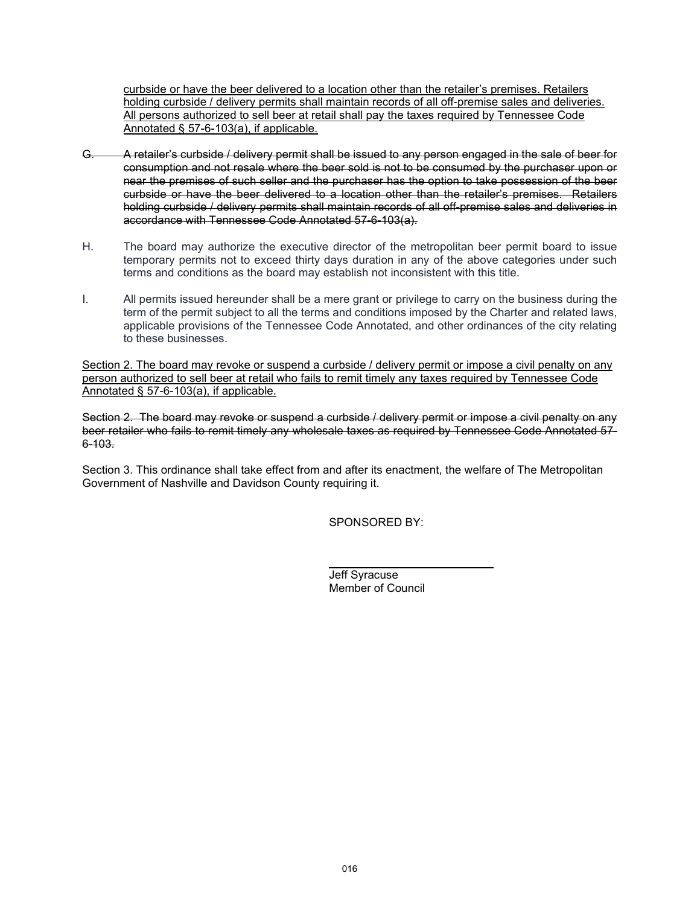<u>curbside or have the beer delivered to a location other than the retailer's premises. Retailers holding curbside / delivery permits shall maintain records of all off-premise sales and deliveries. All persons authorized to sell beer at retail shall pay the taxes required by Tennessee Code Annotated § 57-6-103(a), if applicable.</u>

~~G. A retailer's curbside / delivery permit shall be issued to any person engaged in the sale of beer for consumption and not resale where the beer sold is not to be consumed by the purchaser upon or near the premises of such seller and the purchaser has the option to take possession of the beer curbside or have the beer delivered to a location other than the retailer's premises. Retailers holding curbside / delivery permits shall maintain records of all off-premise sales and deliveries in accordance with Tennessee Code Annotated 57-6-103(a).~~

H. The board may authorize the executive director of the metropolitan beer permit board to issue temporary permits not to exceed thirty days duration in any of the above categories under such terms and conditions as the board may establish not inconsistent with this title.

I. All permits issued hereunder shall be a mere grant or privilege to carry on the business during the term of the permit subject to all the terms and conditions imposed by the Charter and related laws, applicable provisions of the Tennessee Code Annotated, and other ordinances of the city relating to these businesses.

<u>Section 2. The board may revoke or suspend a curbside / delivery permit or impose a civil penalty on any person authorized to sell beer at retail who fails to remit timely any taxes required by Tennessee Code Annotated § 57-6-103(a), if applicable.</u>

~~Section 2. The board may revoke or suspend a curbside / delivery permit or impose a civil penalty on any beer retailer who fails to remit timely any wholesale taxes as required by Tennessee Code Annotated 57-6-103.~~

Section 3. This ordinance shall take effect from and after its enactment, the welfare of The Metropolitan Government of Nashville and Davidson County requiring it.

SPONSORED BY:

Jeff Syracuse
Member of Council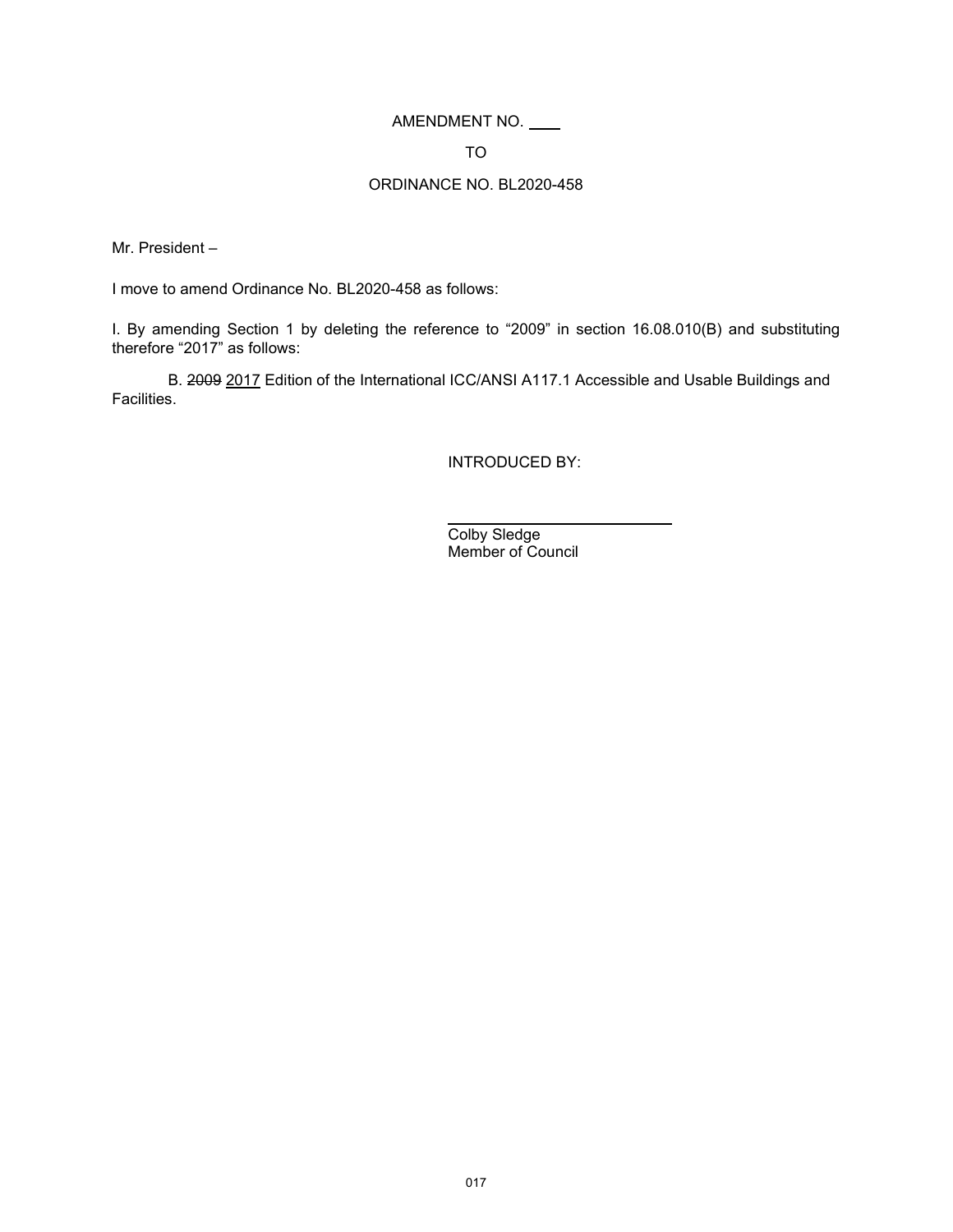AMENDMENT NO. ____

TO

ORDINANCE NO. BL2020-458

Mr. President –

I move to amend Ordinance No. BL2020-458 as follows:

I. By amending Section 1 by deleting the reference to "2009" in section 16.08.010(B) and substituting therefore "2017" as follows:

B. ~~2009~~ <u>2017</u> Edition of the International ICC/ANSI A117.1 Accessible and Usable Buildings and Facilities.

INTRODUCED BY:

____________________________

Colby Sledge
Member of Council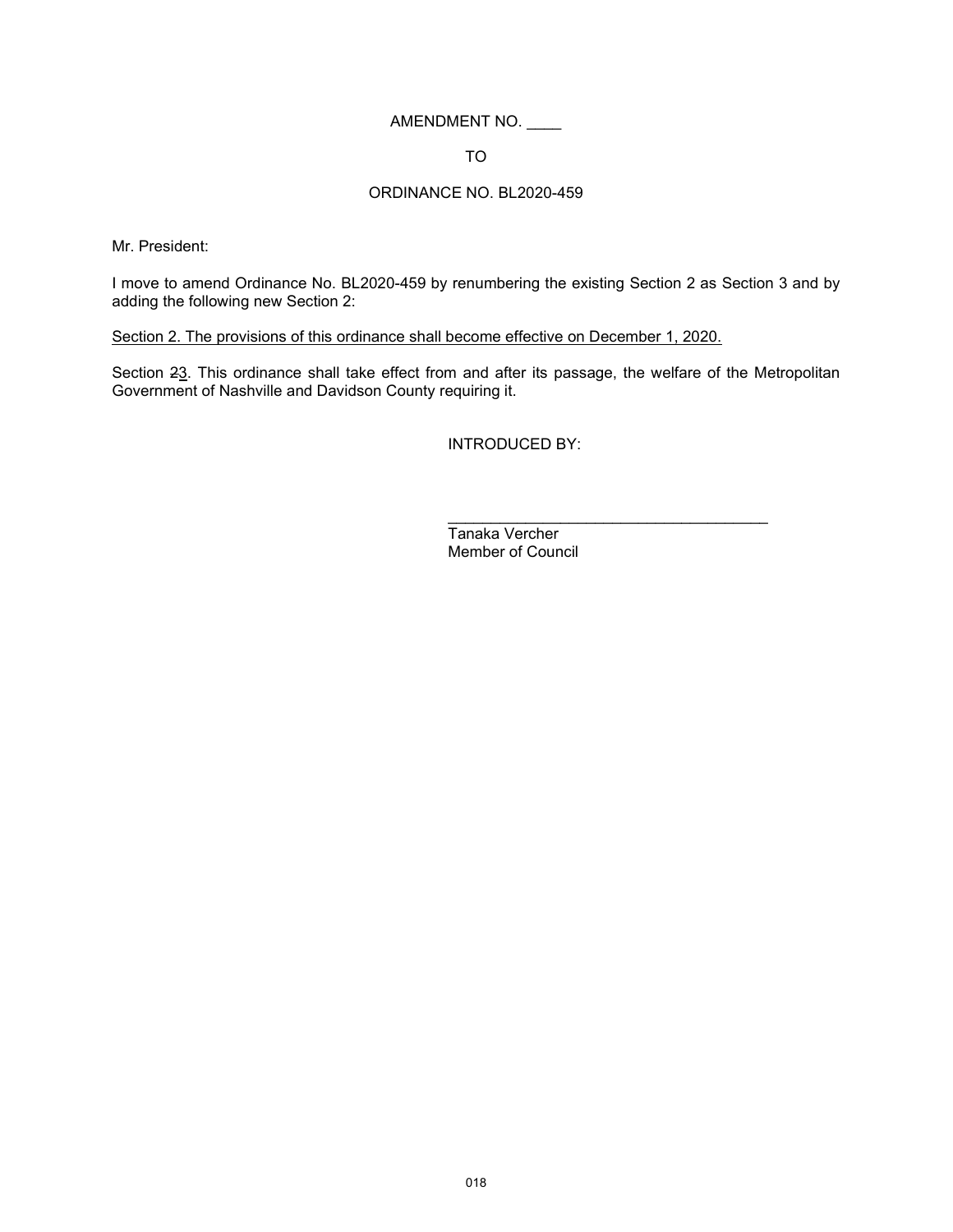AMENDMENT NO. ____

TO

ORDINANCE NO. BL2020-459

Mr. President:

I move to amend Ordinance No. BL2020-459 by renumbering the existing Section 2 as Section 3 and by adding the following new Section 2:

<u>Section 2. The provisions of this ordinance shall become effective on December 1, 2020.</u>

Section ~~2~~<u>3</u>. This ordinance shall take effect from and after its passage, the welfare of the Metropolitan Government of Nashville and Davidson County requiring it.

INTRODUCED BY:

_______________________________________

Tanaka Vercher
Member of Council